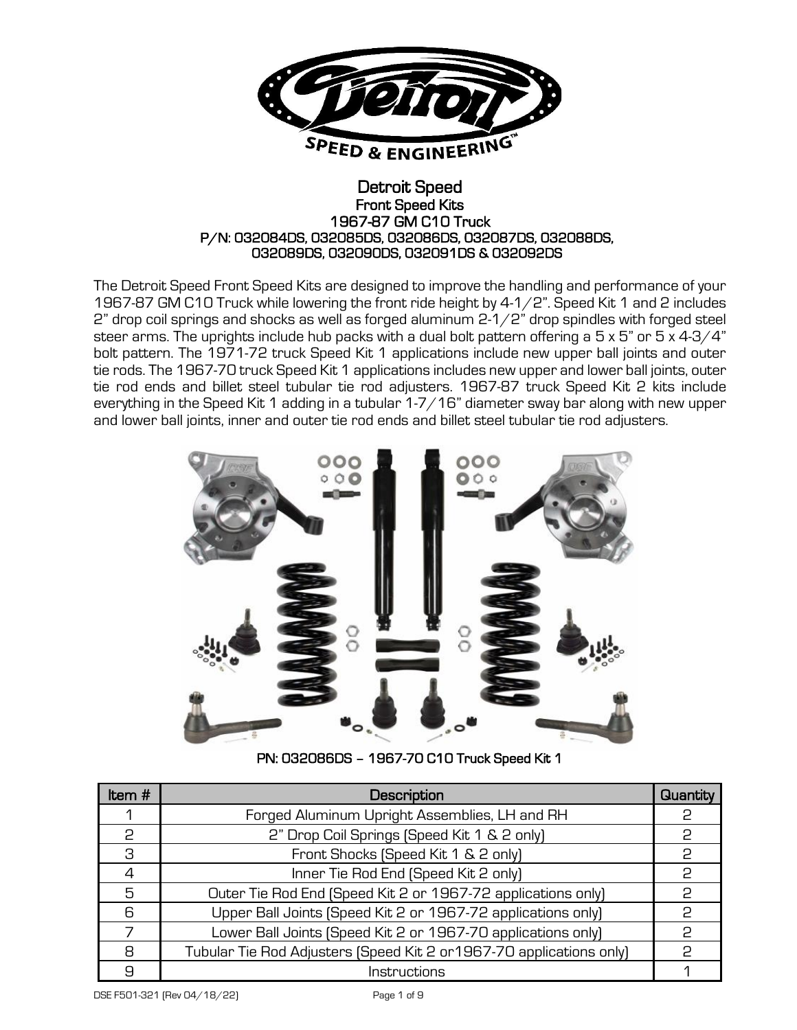# Detret Speed

## Front Speed Kits

## 1967-87 GM C10 Truck

## P/N: 032084DS, 032085DS, 032086DS, 032087DS, 032088DS, 032089DS, 032090DS, 032091DS & 032092DS

The Detroit Speed Front Speed Kits are designed to improve the handling and performance of your 1967-87 GM C10 Truck while lowering the front ride height by 4-1/2". Speed Kit 1 and 2 includes 2" drop coil springs and shocks as well as forged aluminum 2-1/2" drop spindles with forged steel steer arms. The uprights include hub packs with a dual bolt pattern offering a 5 x 5" or 5 x 4-3/4" bolt pattern. The 1971-72 truck Speed Kit 1 applications include new upper ball joints and outer tie rods. The 1967-70 truck Speed Kit 1 applications includes new upper and lower ball joints, outer tie rod ends and billet steel tubular tie rod adjusters. 1967-87 truck Speed Kit 2 kits include everything in the Speed Kit 1 adding in a tubular 1-7/16" diameter sway bar along with new upper and lower ball joints, inner and outer tie rod ends and billet steel tubular tie rod adjusters.

PN: 032086DS – 1967-70 C10 Truck Speed Kit 1

| Item # | Description | Quantity |
|---|---|---|
| 1 | Forged Aluminum Upright Assemblies, LH and RH | 2 |
| 2 | 2" Drop Coil Springs (Speed Kit 1 & 2 only) | 2 |
| 3 | Front Shocks (Speed Kit 1 & 2 only) | 2 |
| 4 | Inner Tie Rod End (Speed Kit 2 only) | 2 |
| 5 | Outer Tie Rod End (Speed Kit 2 or 1967-72 applications only) | 2 |
| 6 | Upper Ball Joints (Speed Kit 2 or 1967-72 applications only) | 2 |
| 7 | Lower Ball Joints (Speed Kit 2 or 1967-70 applications only) | 2 |
| 8 | Tubular Tie Rod Adjusters (Speed Kit 2 or1967-70 applications only) | 2 |
| 9 | Instructions | 1 |

DSE F501-321 (Rev 04/18/22)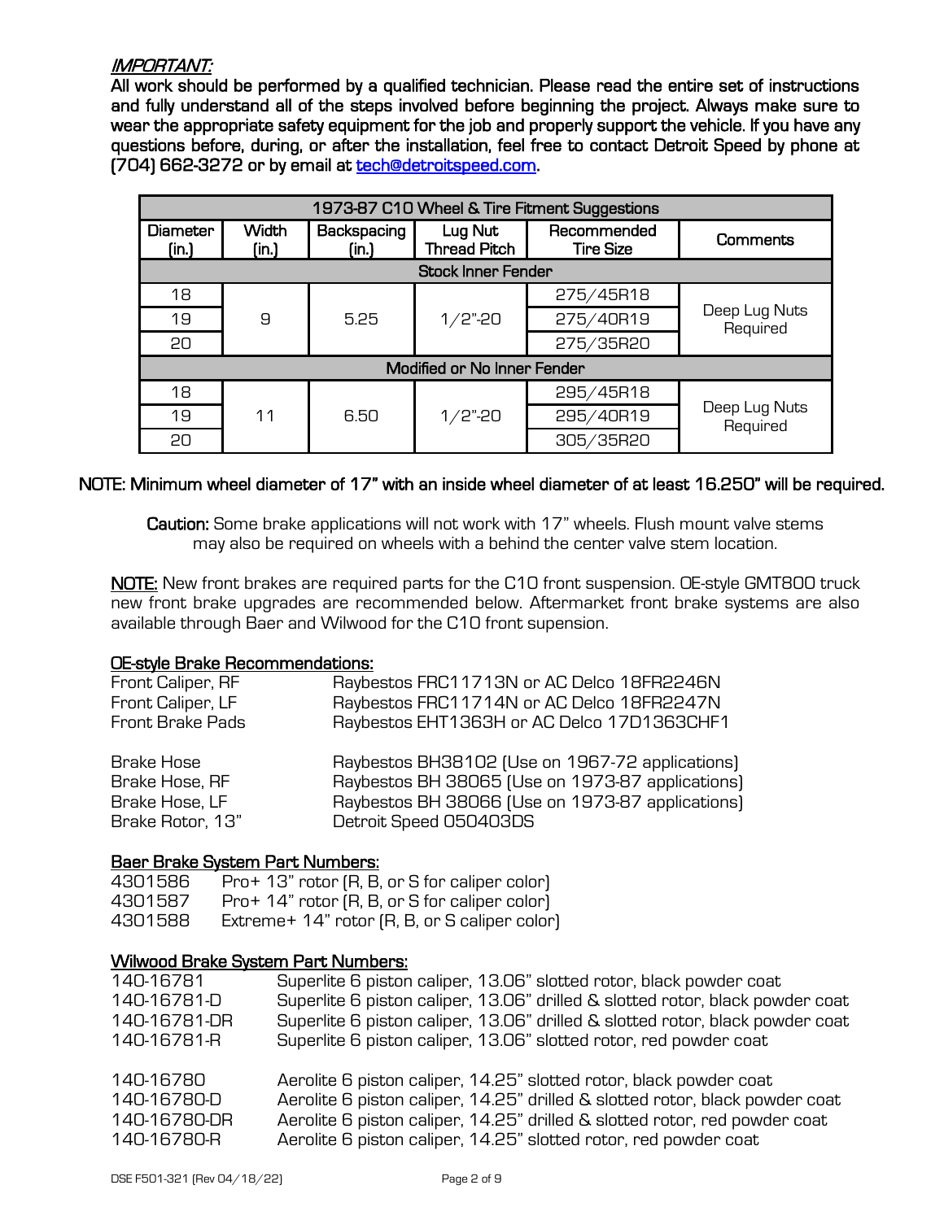*IMPORTANT:*
**All work should be performed by a qualified technician. Please read the entire set of instructions and fully understand all of the steps involved before beginning the project. Always make sure to wear the appropriate safety equipment for the job and properly support the vehicle. If you have any questions before, during, or after the installation, feel free to contact Detroit Speed by phone at (704) 662-3272 or by email at tech@detroitspeed.com.**

| 1973-87 C10 Wheel & Tire Fitment Suggestions | | | | | |
|---|---|---|---|---|---|
| Diameter (in.) | Width (in.) | Backspacing (in.) | Lug Nut Thread Pitch | Recommended Tire Size | Comments |
| Stock Inner Fender | | | | | |
| 18 | 9 | 5.25 | 1/2"-20 | 275/45R18 | Deep Lug Nuts Required |
| 19 | | | | 275/40R19 | |
| 20 | | | | 275/35R20 | |
| Modified or No Inner Fender | | | | | |
| 18 | 11 | 6.50 | 1/2"-20 | 295/45R18 | Deep Lug Nuts Required |
| 19 | | | | 295/40R19 | |
| 20 | | | | 305/35R20 | |

**NOTE: Minimum wheel diameter of 17" with an inside wheel diameter of at least 16.250" will be required.**

**Caution:** Some brake applications will not work with 17" wheels. Flush mount valve stems may also be required on wheels with a behind the center valve stem location.

**NOTE:** New front brakes are required parts for the C10 front suspension. OE-style GMT800 truck new front brake upgrades are recommended below. Aftermarket front brake systems are also available through Baer and Wilwood for the C10 front supension.

**OE-style Brake Recommendations:**

Front Caliper, RF — Raybestos FRC11713N or AC Delco 18FR2246N
Front Caliper, LF — Raybestos FRC11714N or AC Delco 18FR2247N
Front Brake Pads — Raybestos EHT1363H or AC Delco 17D1363CHF1

Brake Hose — Raybestos BH38102 (Use on 1967-72 applications)
Brake Hose, RF — Raybestos BH 38065 (Use on 1973-87 applications)
Brake Hose, LF — Raybestos BH 38066 (Use on 1973-87 applications)
Brake Rotor, 13" — Detroit Speed 050403DS

**Baer Brake System Part Numbers:**

4301586 — Pro+ 13" rotor (R, B, or S for caliper color)
4301587 — Pro+ 14" rotor (R, B, or S for caliper color)
4301588 — Extreme+ 14" rotor (R, B, or S caliper color)

**Wilwood Brake System Part Numbers:**

140-16781 — Superlite 6 piston caliper, 13.06" slotted rotor, black powder coat
140-16781-D — Superlite 6 piston caliper, 13.06" drilled & slotted rotor, black powder coat
140-16781-DR — Superlite 6 piston caliper, 13.06" drilled & slotted rotor, black powder coat
140-16781-R — Superlite 6 piston caliper, 13.06" slotted rotor, red powder coat

140-16780 — Aerolite 6 piston caliper, 14.25" slotted rotor, black powder coat
140-16780-D — Aerolite 6 piston caliper, 14.25" drilled & slotted rotor, black powder coat
140-16780-DR — Aerolite 6 piston caliper, 14.25" drilled & slotted rotor, red powder coat
140-16780-R — Aerolite 6 piston caliper, 14.25" slotted rotor, red powder coat

DSE F501-321 (Rev 04/18/22)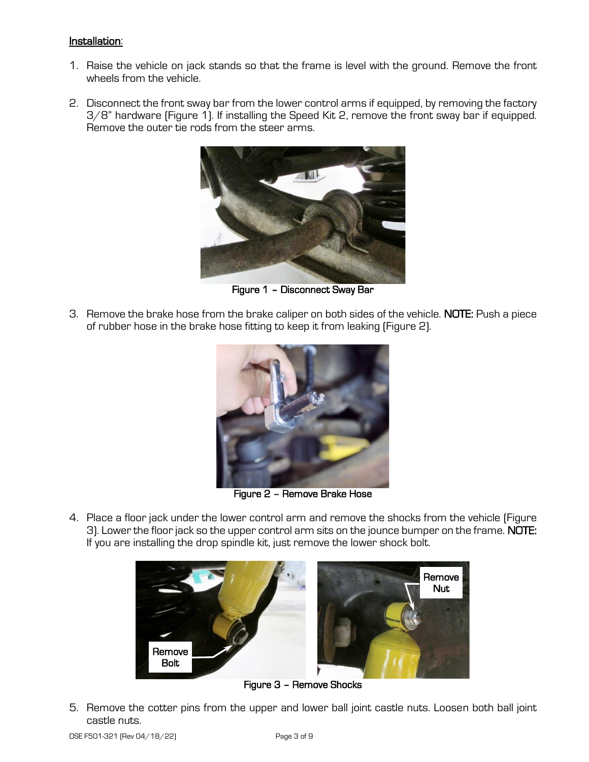**Installation**:

1. Raise the vehicle on jack stands so that the frame is level with the ground. Remove the front wheels from the vehicle.

2. Disconnect the front sway bar from the lower control arms if equipped, by removing the factory 3/8" hardware (Figure 1). If installing the Speed Kit 2, remove the front sway bar if equipped. Remove the outer tie rods from the steer arms.

Figure 1 – Disconnect Sway Bar

3. Remove the brake hose from the brake caliper on both sides of the vehicle. **NOTE:** Push a piece of rubber hose in the brake hose fitting to keep it from leaking (Figure 2).

Figure 2 – Remove Brake Hose

4. Place a floor jack under the lower control arm and remove the shocks from the vehicle (Figure 3). Lower the floor jack so the upper control arm sits on the jounce bumper on the frame. **NOTE:** If you are installing the drop spindle kit, just remove the lower shock bolt.

Figure 3 – Remove Shocks

5. Remove the cotter pins from the upper and lower ball joint castle nuts. Loosen both ball joint castle nuts.

DSE F501-321 (Rev 04/18/22)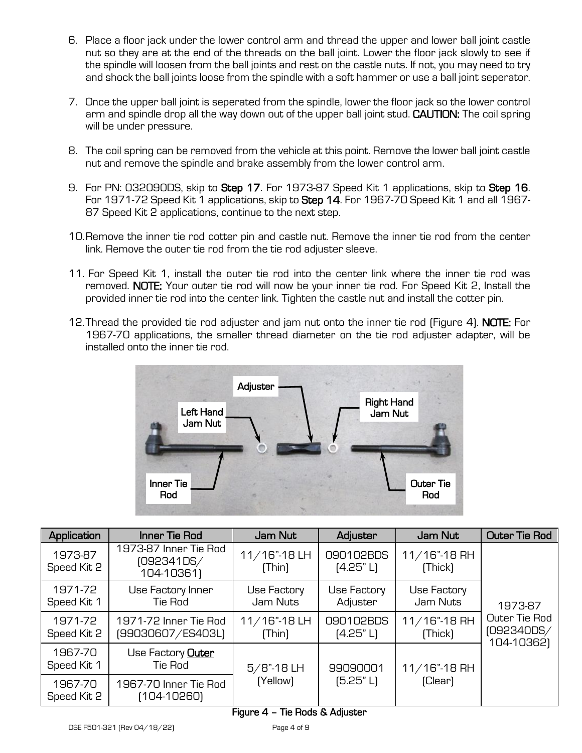6. Place a floor jack under the lower control arm and thread the upper and lower ball joint castle nut so they are at the end of the threads on the ball joint. Lower the floor jack slowly to see if the spindle will loosen from the ball joints and rest on the castle nuts. If not, you may need to try and shock the ball joints loose from the spindle with a soft hammer or use a ball joint seperator.

7. Once the upper ball joint is seperated from the spindle, lower the floor jack so the lower control arm and spindle drop all the way down out of the upper ball joint stud. **CAUTION:** The coil spring will be under pressure.

8. The coil spring can be removed from the vehicle at this point. Remove the lower ball joint castle nut and remove the spindle and brake assembly from the lower control arm.

9. For PN: 032090DS, skip to **Step 17**. For 1973-87 Speed Kit 1 applications, skip to **Step 16**. For 1971-72 Speed Kit 1 applications, skip to **Step 14**. For 1967-70 Speed Kit 1 and all 1967-87 Speed Kit 2 applications, continue to the next step.

10. Remove the inner tie rod cotter pin and castle nut. Remove the inner tie rod from the center link. Remove the outer tie rod from the tie rod adjuster sleeve.

11. For Speed Kit 1, install the outer tie rod into the center link where the inner tie rod was removed. **NOTE:** Your outer tie rod will now be your inner tie rod. For Speed Kit 2, Install the provided inner tie rod into the center link. Tighten the castle nut and install the cotter pin.

12. Thread the provided tie rod adjuster and jam nut onto the inner tie rod (Figure 4). **NOTE:** For 1967-70 applications, the smaller thread diameter on the tie rod adjuster adapter, will be installed onto the inner tie rod.

Adjuster, Left Hand Jam Nut, Right Hand Jam Nut, Inner Tie Rod, Outer Tie Rod

| Application | Inner Tie Rod | Jam Nut | Adjuster | Jam Nut | Outer Tie Rod |
|---|---|---|---|---|---|
| 1973-87 Speed Kit 2 | 1973-87 Inner Tie Rod (092341DS/ 104-10361) | 11/16"-18 LH (Thin) | 090102BDS (4.25" L) | 11/16"-18 RH (Thick) | 1973-87 Outer Tie Rod (092340DS/ 104-10362) |
| 1971-72 Speed Kit 1 | Use Factory Inner Tie Rod | Use Factory Jam Nuts | Use Factory Adjuster | Use Factory Jam Nuts | |
| 1971-72 Speed Kit 2 | 1971-72 Inner Tie Rod (99030607/ES403L) | 11/16"-18 LH (Thin) | 090102BDS (4.25" L) | 11/16"-18 RH (Thick) | |
| 1967-70 Speed Kit 1 | Use Factory **Outer** Tie Rod | 5/8"-18 LH (Yellow) | 99090001 (5.25" L) | 11/16"-18 RH (Clear) | |
| 1967-70 Speed Kit 2 | 1967-70 Inner Tie Rod (104-10260) | | | | |

**Figure 4 – Tie Rods & Adjuster**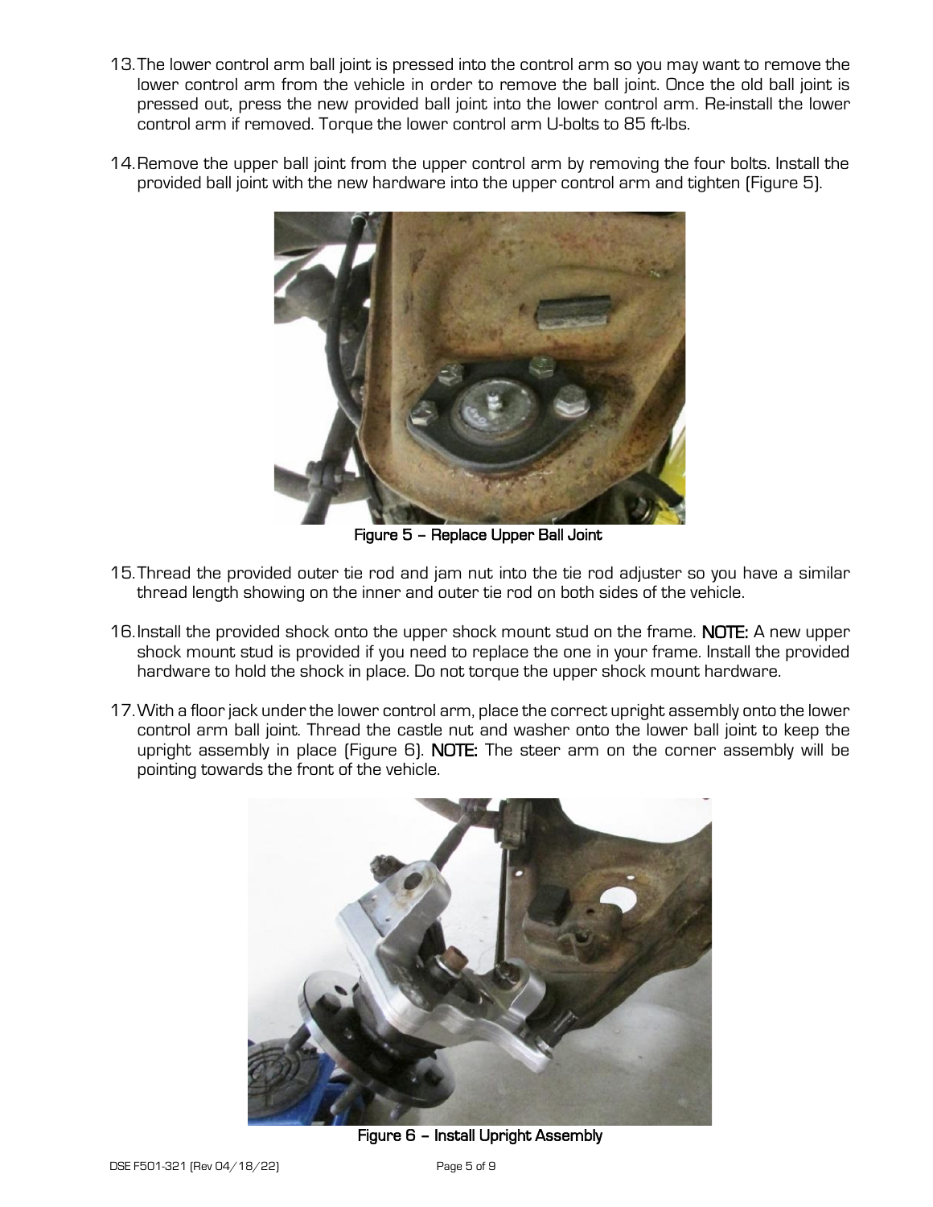13. The lower control arm ball joint is pressed into the control arm so you may want to remove the lower control arm from the vehicle in order to remove the ball joint. Once the old ball joint is pressed out, press the new provided ball joint into the lower control arm. Re-install the lower control arm if removed. Torque the lower control arm U-bolts to 85 ft-lbs.

14. Remove the upper ball joint from the upper control arm by removing the four bolts. Install the provided ball joint with the new hardware into the upper control arm and tighten (Figure 5).

**Figure 5 – Replace Upper Ball Joint**

15. Thread the provided outer tie rod and jam nut into the tie rod adjuster so you have a similar thread length showing on the inner and outer tie rod on both sides of the vehicle.

16. Install the provided shock onto the upper shock mount stud on the frame. **NOTE:** A new upper shock mount stud is provided if you need to replace the one in your frame. Install the provided hardware to hold the shock in place. Do not torque the upper shock mount hardware.

17. With a floor jack under the lower control arm, place the correct upright assembly onto the lower control arm ball joint. Thread the castle nut and washer onto the lower ball joint to keep the upright assembly in place (Figure 6). **NOTE:** The steer arm on the corner assembly will be pointing towards the front of the vehicle.

**Figure 6 – Install Upright Assembly**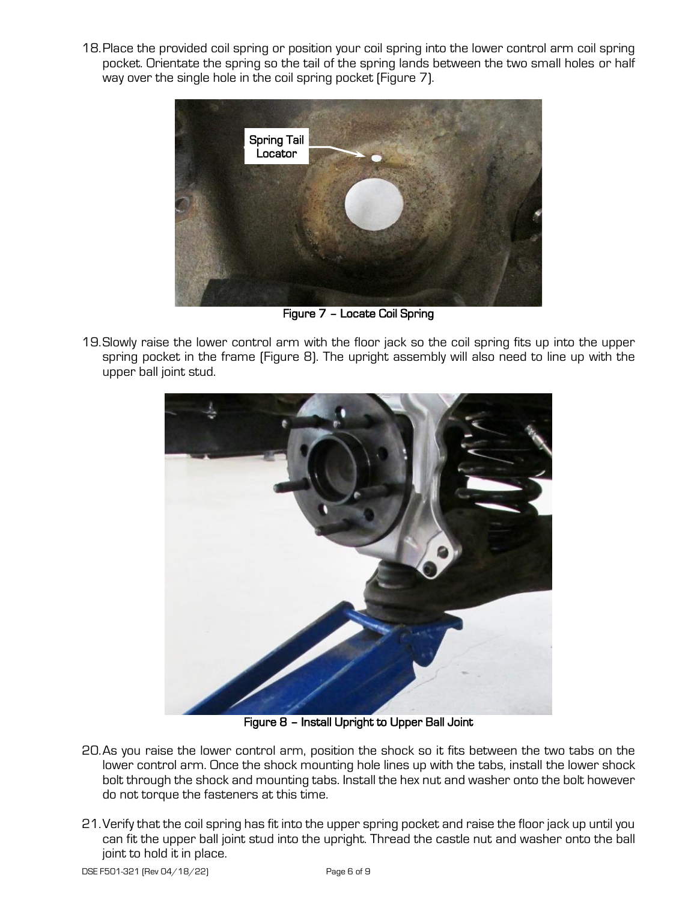18. Place the provided coil spring or position your coil spring into the lower control arm coil spring pocket. Orientate the spring so the tail of the spring lands between the two small holes or half way over the single hole in the coil spring pocket (Figure 7).

Figure 7 – Locate Coil Spring

19. Slowly raise the lower control arm with the floor jack so the coil spring fits up into the upper spring pocket in the frame (Figure 8). The upright assembly will also need to line up with the upper ball joint stud.

Figure 8 – Install Upright to Upper Ball Joint

20. As you raise the lower control arm, position the shock so it fits between the two tabs on the lower control arm. Once the shock mounting hole lines up with the tabs, install the lower shock bolt through the shock and mounting tabs. Install the hex nut and washer onto the bolt however do not torque the fasteners at this time.

21. Verify that the coil spring has fit into the upper spring pocket and raise the floor jack up until you can fit the upper ball joint stud into the upright. Thread the castle nut and washer onto the ball joint to hold it in place.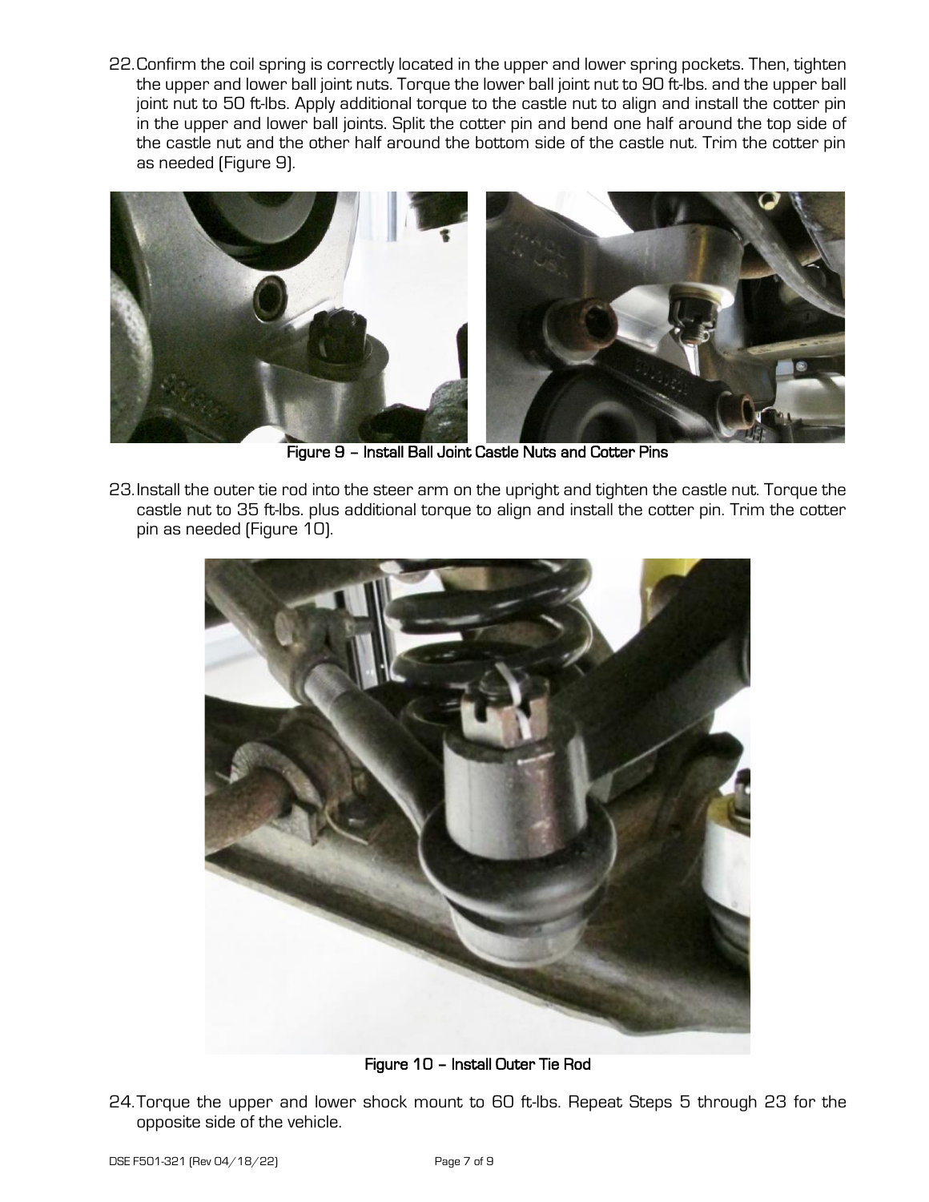22. Confirm the coil spring is correctly located in the upper and lower spring pockets. Then, tighten the upper and lower ball joint nuts. Torque the lower ball joint nut to 90 ft-lbs. and the upper ball joint nut to 50 ft-lbs. Apply additional torque to the castle nut to align and install the cotter pin in the upper and lower ball joints. Split the cotter pin and bend one half around the top side of the castle nut and the other half around the bottom side of the castle nut. Trim the cotter pin as needed (Figure 9).

**Figure 9 – Install Ball Joint Castle Nuts and Cotter Pins**

23. Install the outer tie rod into the steer arm on the upright and tighten the castle nut. Torque the castle nut to 35 ft-lbs. plus additional torque to align and install the cotter pin. Trim the cotter pin as needed (Figure 10).

**Figure 10 – Install Outer Tie Rod**

24. Torque the upper and lower shock mount to 60 ft-lbs. Repeat Steps 5 through 23 for the opposite side of the vehicle.

DSE F501-321 (Rev 04/18/22)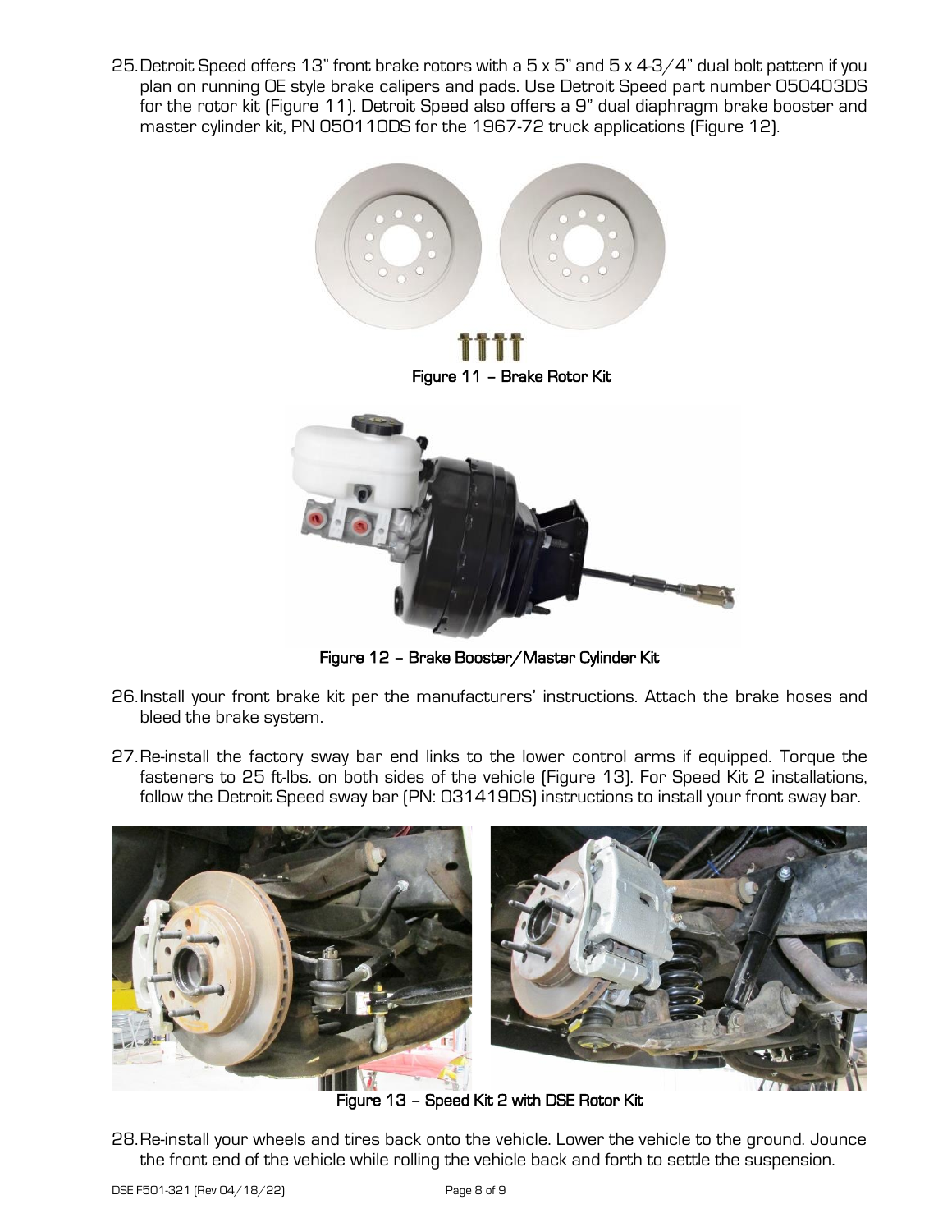25. Detroit Speed offers 13" front brake rotors with a 5 x 5" and 5 x 4-3/4" dual bolt pattern if you plan on running OE style brake calipers and pads. Use Detroit Speed part number 050403DS for the rotor kit (Figure 11). Detroit Speed also offers a 9" dual diaphragm brake booster and master cylinder kit, PN 050110DS for the 1967-72 truck applications (Figure 12).

**Figure 11 – Brake Rotor Kit**

**Figure 12 – Brake Booster/Master Cylinder Kit**

26. Install your front brake kit per the manufacturers' instructions. Attach the brake hoses and bleed the brake system.

27. Re-install the factory sway bar end links to the lower control arms if equipped. Torque the fasteners to 25 ft-lbs. on both sides of the vehicle (Figure 13). For Speed Kit 2 installations, follow the Detroit Speed sway bar (PN: 031419DS) instructions to install your front sway bar.

**Figure 13 – Speed Kit 2 with DSE Rotor Kit**

28. Re-install your wheels and tires back onto the vehicle. Lower the vehicle to the ground. Jounce the front end of the vehicle while rolling the vehicle back and forth to settle the suspension.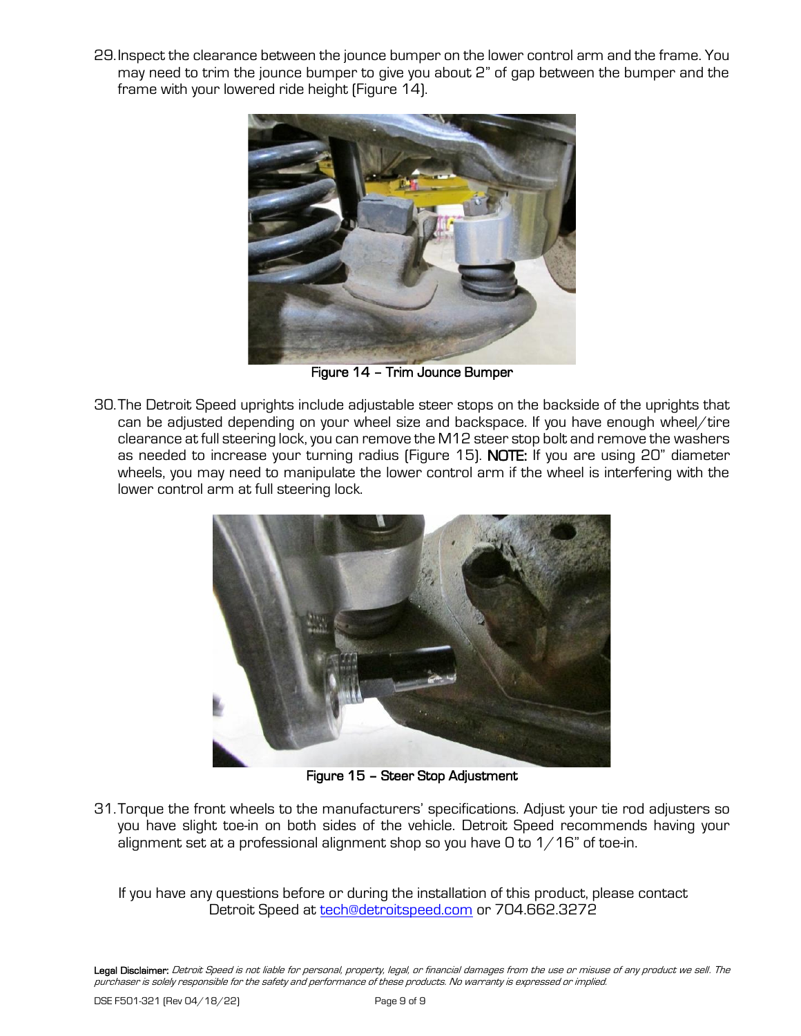29. Inspect the clearance between the jounce bumper on the lower control arm and the frame. You may need to trim the jounce bumper to give you about 2" of gap between the bumper and the frame with your lowered ride height (Figure 14).

**Figure 14 – Trim Jounce Bumper**

30. The Detroit Speed uprights include adjustable steer stops on the backside of the uprights that can be adjusted depending on your wheel size and backspace. If you have enough wheel/tire clearance at full steering lock, you can remove the M12 steer stop bolt and remove the washers as needed to increase your turning radius (Figure 15). **NOTE:** If you are using 20" diameter wheels, you may need to manipulate the lower control arm if the wheel is interfering with the lower control arm at full steering lock.

**Figure 15 – Steer Stop Adjustment**

31. Torque the front wheels to the manufacturers' specifications. Adjust your tie rod adjusters so you have slight toe-in on both sides of the vehicle. Detroit Speed recommends having your alignment set at a professional alignment shop so you have 0 to 1/16" of toe-in.

If you have any questions before or during the installation of this product, please contact Detroit Speed at tech@detroitspeed.com or 704.662.3272

**Legal Disclaimer:** *Detroit Speed is not liable for personal, property, legal, or financial damages from the use or misuse of any product we sell. The purchaser is solely responsible for the safety and performance of these products. No warranty is expressed or implied.*

DSE F501-321 (Rev 04/18/22)